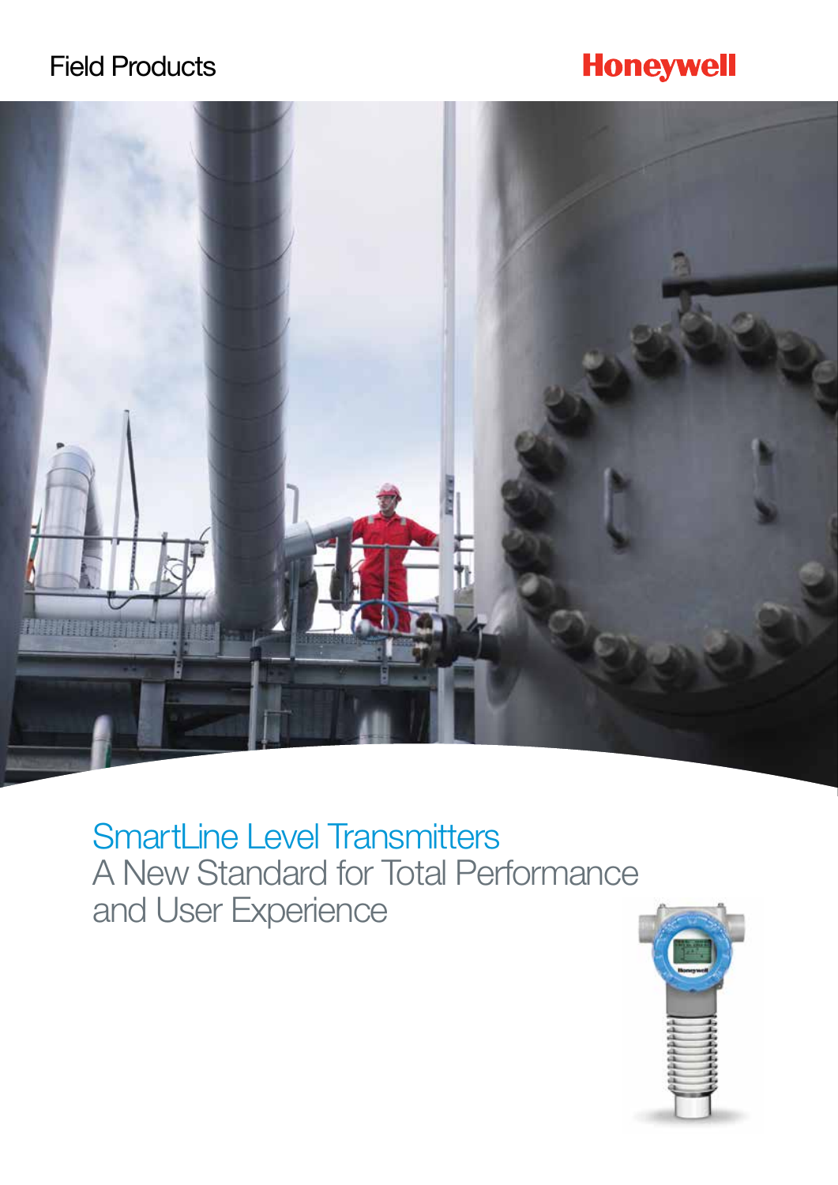Field Products

Honeywell

# SmartLine Level Transmitters

## A New Standard for Total Performance and User Experience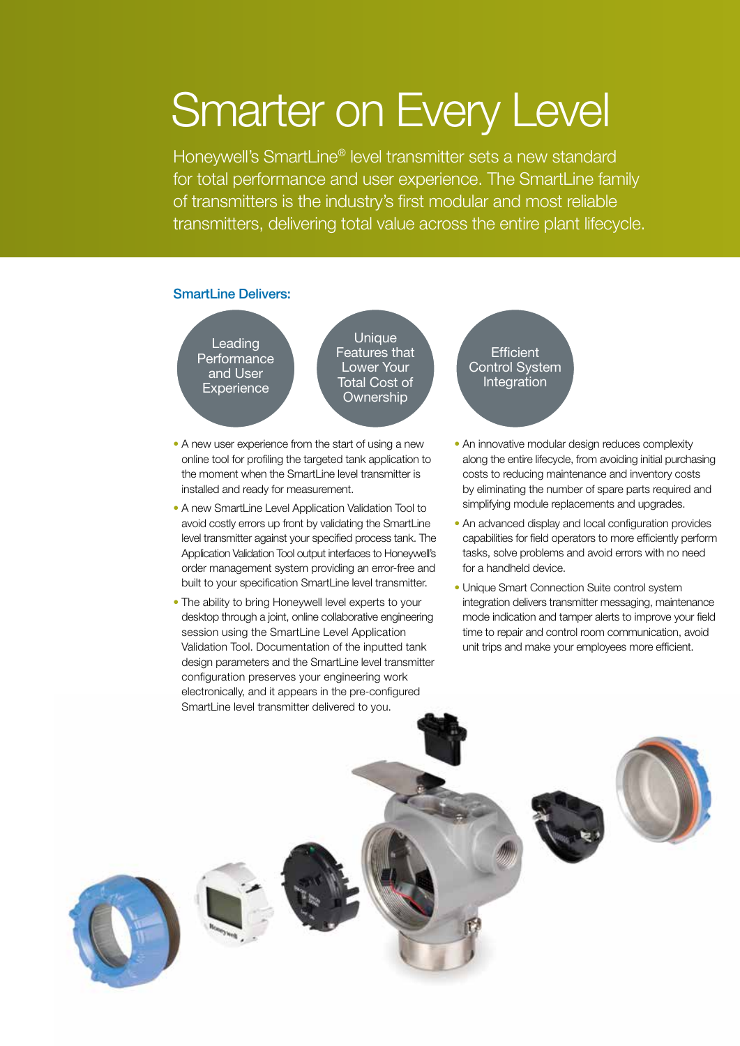# Smarter on Every Level

Honeywell's SmartLine® level transmitter sets a new standard for total performance and user experience. The SmartLine family of transmitters is the industry's first modular and most reliable transmitters, delivering total value across the entire plant lifecycle.

### SmartLine Delivers:

- Leading Performance and User Experience
- Unique Features that Lower Your Total Cost of Ownership
- Efficient Control System Integration

- A new user experience from the start of using a new online tool for profiling the targeted tank application to the moment when the SmartLine level transmitter is installed and ready for measurement.
- A new SmartLine Level Application Validation Tool to avoid costly errors up front by validating the SmartLine level transmitter against your specified process tank. The Application Validation Tool output interfaces to Honeywell's order management system providing an error-free and built to your specification SmartLine level transmitter.
- The ability to bring Honeywell level experts to your desktop through a joint, online collaborative engineering session using the SmartLine Level Application Validation Tool. Documentation of the inputted tank design parameters and the SmartLine level transmitter configuration preserves your engineering work electronically, and it appears in the pre-configured SmartLine level transmitter delivered to you.
- An innovative modular design reduces complexity along the entire lifecycle, from avoiding initial purchasing costs to reducing maintenance and inventory costs by eliminating the number of spare parts required and simplifying module replacements and upgrades.
- An advanced display and local configuration provides capabilities for field operators to more efficiently perform tasks, solve problems and avoid errors with no need for a handheld device.
- Unique Smart Connection Suite control system integration delivers transmitter messaging, maintenance mode indication and tamper alerts to improve your field time to repair and control room communication, avoid unit trips and make your employees more efficient.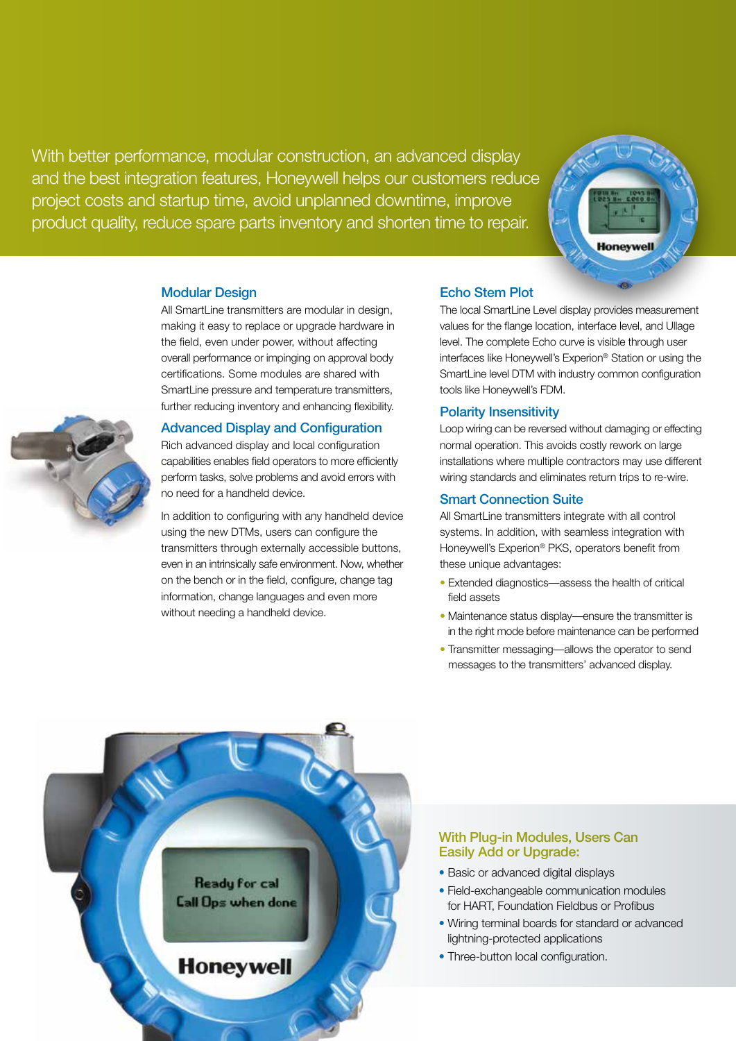With better performance, modular construction, an advanced display and the best integration features, Honeywell helps our customers reduce project costs and startup time, avoid unplanned downtime, improve product quality, reduce spare parts inventory and shorten time to repair.

## Modular Design

All SmartLine transmitters are modular in design, making it easy to replace or upgrade hardware in the field, even under power, without affecting overall performance or impinging on approval body certifications. Some modules are shared with SmartLine pressure and temperature transmitters, further reducing inventory and enhancing flexibility.

## Advanced Display and Configuration

Rich advanced display and local configuration capabilities enables field operators to more efficiently perform tasks, solve problems and avoid errors with no need for a handheld device.

In addition to configuring with any handheld device using the new DTMs, users can configure the transmitters through externally accessible buttons, even in an intrinsically safe environment. Now, whether on the bench or in the field, configure, change tag information, change languages and even more without needing a handheld device.

## Echo Stem Plot

The local SmartLine Level display provides measurement values for the flange location, interface level, and Ullage level. The complete Echo curve is visible through user interfaces like Honeywell's Experion® Station or using the SmartLine level DTM with industry common configuration tools like Honeywell's FDM.

## Polarity Insensitivity

Loop wiring can be reversed without damaging or effecting normal operation. This avoids costly rework on large installations where multiple contractors may use different wiring standards and eliminates return trips to re-wire.

## Smart Connection Suite

All SmartLine transmitters integrate with all control systems. In addition, with seamless integration with Honeywell's Experion® PKS, operators benefit from these unique advantages:

- Extended diagnostics—assess the health of critical field assets
- Maintenance status display—ensure the transmitter is in the right mode before maintenance can be performed
- Transmitter messaging—allows the operator to send messages to the transmitters' advanced display.

## With Plug-in Modules, Users Can Easily Add or Upgrade:

- Basic or advanced digital displays
- Field-exchangeable communication modules for HART, Foundation Fieldbus or Profibus
- Wiring terminal boards for standard or advanced lightning-protected applications
- Three-button local configuration.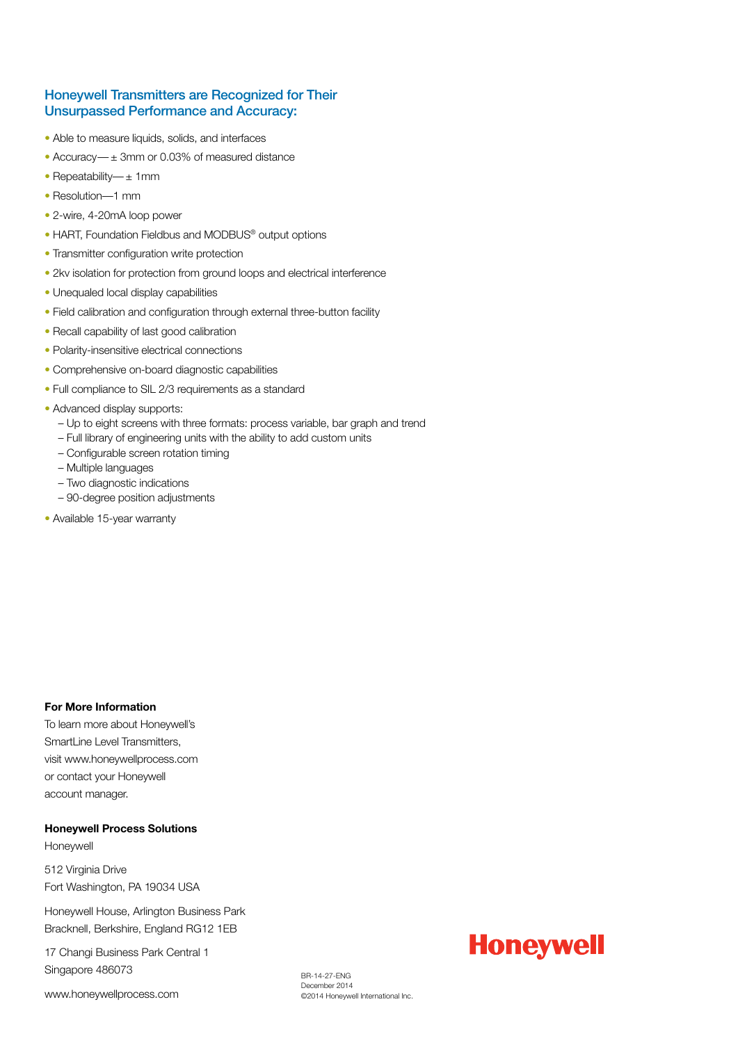## Honeywell Transmitters are Recognized for Their Unsurpassed Performance and Accuracy:

- Able to measure liquids, solids, and interfaces
- Accuracy— ± 3mm or 0.03% of measured distance
- Repeatability— ± 1mm
- Resolution—1 mm
- 2-wire, 4-20mA loop power
- HART, Foundation Fieldbus and MODBUS® output options
- Transmitter configuration write protection
- 2kv isolation for protection from ground loops and electrical interference
- Unequaled local display capabilities
- Field calibration and configuration through external three-button facility
- Recall capability of last good calibration
- Polarity-insensitive electrical connections
- Comprehensive on-board diagnostic capabilities
- Full compliance to SIL 2/3 requirements as a standard
- Advanced display supports:
  - Up to eight screens with three formats: process variable, bar graph and trend
  - Full library of engineering units with the ability to add custom units
  - Configurable screen rotation timing
  - Multiple languages
  - Two diagnostic indications
  - 90-degree position adjustments
- Available 15-year warranty

**For More Information**

To learn more about Honeywell's SmartLine Level Transmitters, visit www.honeywellprocess.com or contact your Honeywell account manager.

**Honeywell Process Solutions**

Honeywell

512 Virginia Drive
Fort Washington, PA 19034 USA

Honeywell House, Arlington Business Park
Bracknell, Berkshire, England RG12 1EB

17 Changi Business Park Central 1
Singapore 486073

www.honeywellprocess.com

BR-14-27-ENG
December 2014
©2014 Honeywell International Inc.

Honeywell